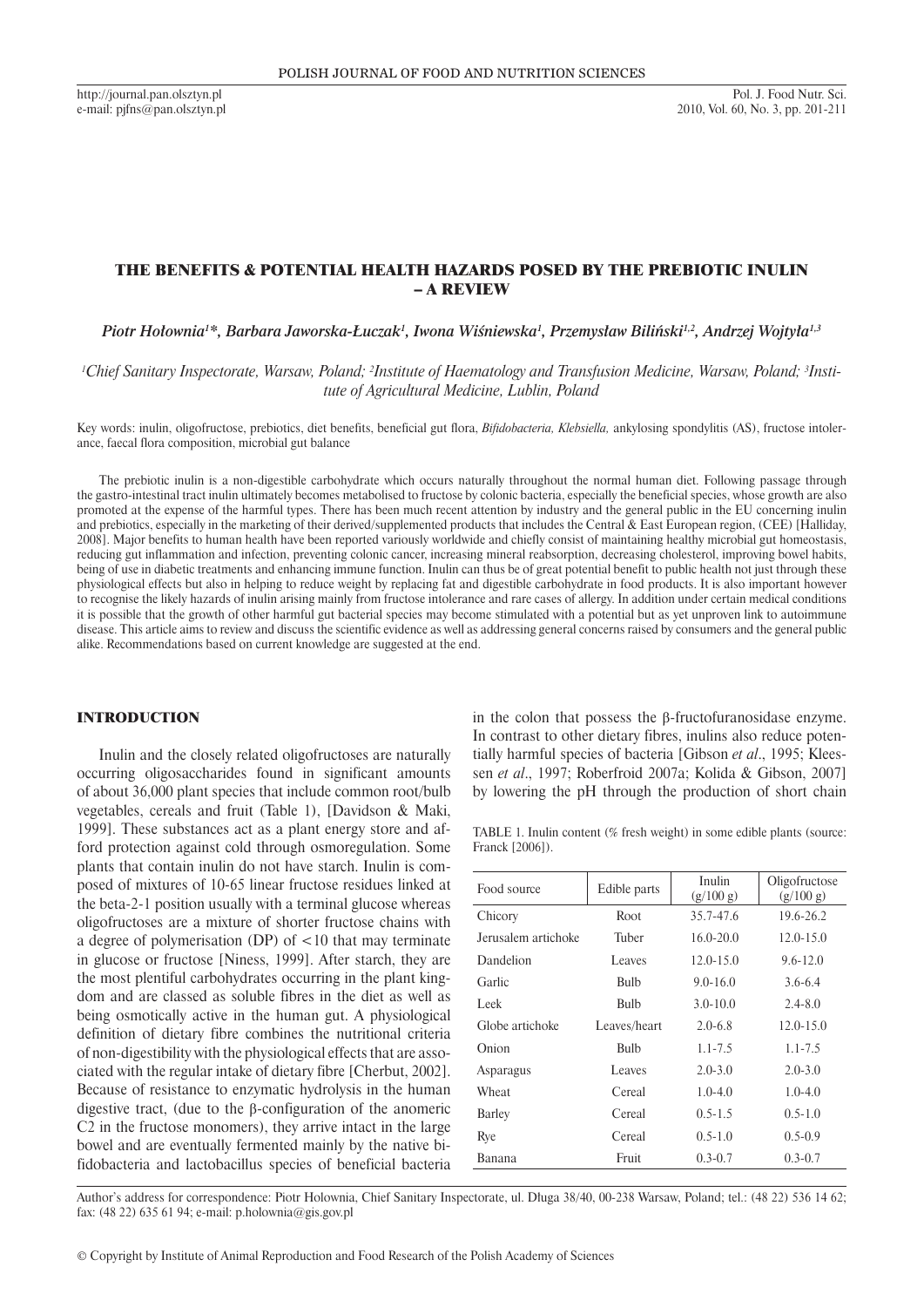# THE BENEFITS & POTENTIAL HEALTH HAZARDS POSED BY THE PREBIOTIC INULIN – A REVIEW

*Piotr Hołownia[1]\*, Barbara Jaworska-Łuczak[1], Iwona Wiśniewska[1], Przemysław Biliński[1,2], Andrzej Wojtyła[1,3]*

*[1]Chief Sanitary Inspectorate, Warsaw, Poland; [2]Institute of Haematology and Transfusion Medicine, Warsaw, Poland; [3]Institute of Agricultural Medicine, Lublin, Poland*

Key words: inulin, oligofructose, prebiotics, diet benefits, beneficial gut flora, *Bifidobacteria, Klebsiella,* ankylosing spondylitis (AS), fructose intolerance, faecal flora composition, microbial gut balance

The prebiotic inulin is a non-digestible carbohydrate which occurs naturally throughout the normal human diet. Following passage through the gastro-intestinal tract inulin ultimately becomes metabolised to fructose by colonic bacteria, especially the beneficial species, whose growth are also promoted at the expense of the harmful types. There has been much recent attention by industry and the general public in the EU concerning inulin and prebiotics, especially in the marketing of their derived/supplemented products that includes the Central & East European region, (CEE) [Halliday, 2008]. Major benefits to human health have been reported variously worldwide and chiefly consist of maintaining healthy microbial gut homeostasis, reducing gut inflammation and infection, preventing colonic cancer, increasing mineral reabsorption, decreasing cholesterol, improving bowel habits, being of use in diabetic treatments and enhancing immune function. Inulin can thus be of great potential benefit to public health not just through these physiological effects but also in helping to reduce weight by replacing fat and digestible carbohydrate in food products. It is also important however to recognise the likely hazards of inulin arising mainly from fructose intolerance and rare cases of allergy. In addition under certain medical conditions it is possible that the growth of other harmful gut bacterial species may become stimulated with a potential but as yet unproven link to autoimmune disease. This article aims to review and discuss the scientific evidence as well as addressing general concerns raised by consumers and the general public alike. Recommendations based on current knowledge are suggested at the end.

## INTRODUCTION

Inulin and the closely related oligofructoses are naturally occurring oligosaccharides found in significant amounts of about 36,000 plant species that include common root/bulb vegetables, cereals and fruit (Table 1), [Davidson & Maki, 1999]. These substances act as a plant energy store and afford protection against cold through osmoregulation. Some plants that contain inulin do not have starch. Inulin is composed of mixtures of 10-65 linear fructose residues linked at the beta-2-1 position usually with a terminal glucose whereas oligofructoses are a mixture of shorter fructose chains with a degree of polymerisation (DP) of <10 that may terminate in glucose or fructose [Niness, 1999]. After starch, they are the most plentiful carbohydrates occurring in the plant kingdom and are classed as soluble fibres in the diet as well as being osmotically active in the human gut. A physiological definition of dietary fibre combines the nutritional criteria of non-digestibility with the physiological effects that are associated with the regular intake of dietary fibre [Cherbut, 2002]. Because of resistance to enzymatic hydrolysis in the human digestive tract, (due to the β-configuration of the anomeric C2 in the fructose monomers), they arrive intact in the large bowel and are eventually fermented mainly by the native bifidobacteria and lactobacillus species of beneficial bacteria in the colon that possess the β-fructofuranosidase enzyme. In contrast to other dietary fibres, inulins also reduce potentially harmful species of bacteria [Gibson *et al*., 1995; Kleessen *et al*., 1997; Roberfroid 2007a; Kolida & Gibson, 2007] by lowering the pH through the production of short chain

TABLE 1. Inulin content (% fresh weight) in some edible plants (source: Franck [2006]).

| Food source | Edible parts | Inulin (g/100 g) | Oligofructose (g/100 g) |
|---|---|---|---|
| Chicory | Root | 35.7-47.6 | 19.6-26.2 |
| Jerusalem artichoke | Tuber | 16.0-20.0 | 12.0-15.0 |
| Dandelion | Leaves | 12.0-15.0 | 9.6-12.0 |
| Garlic | Bulb | 9.0-16.0 | 3.6-6.4 |
| Leek | Bulb | 3.0-10.0 | 2.4-8.0 |
| Globe artichoke | Leaves/heart | 2.0-6.8 | 12.0-15.0 |
| Onion | Bulb | 1.1-7.5 | 1.1-7.5 |
| Asparagus | Leaves | 2.0-3.0 | 2.0-3.0 |
| Wheat | Cereal | 1.0-4.0 | 1.0-4.0 |
| Barley | Cereal | 0.5-1.5 | 0.5-1.0 |
| Rye | Cereal | 0.5-1.0 | 0.5-0.9 |
| Banana | Fruit | 0.3-0.7 | 0.3-0.7 |

Author's address for correspondence: Piotr Holownia, Chief Sanitary Inspectorate, ul. Długa 38/40, 00-238 Warsaw, Poland; tel.: (48 22) 536 14 62; fax: (48 22) 635 61 94; e-mail: p.holownia@gis.gov.pl

© Copyright by Institute of Animal Reproduction and Food Research of the Polish Academy of Sciences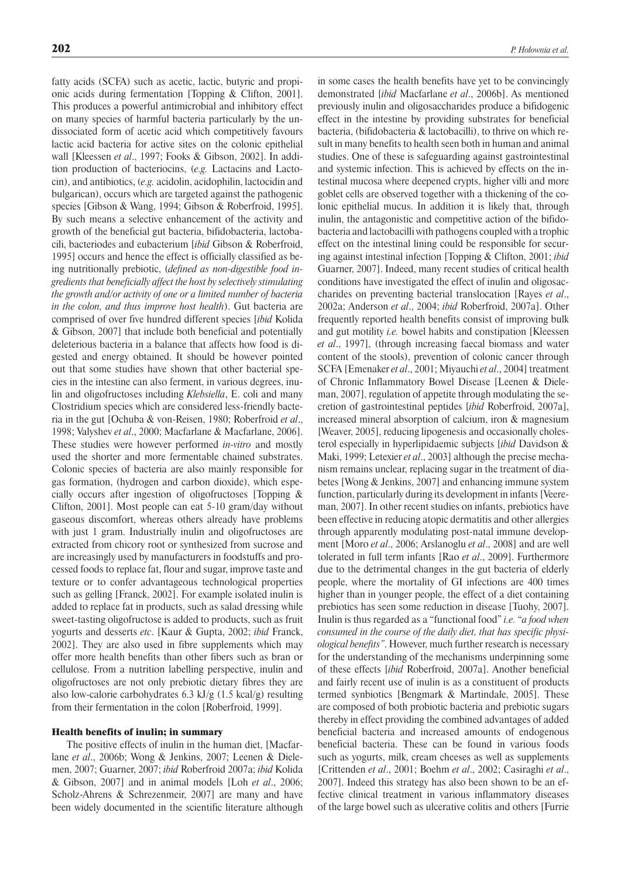fatty acids (SCFA) such as acetic, lactic, butyric and propionic acids during fermentation [Topping & Clifton, 2001]. This produces a powerful antimicrobial and inhibitory effect on many species of harmful bacteria particularly by the undissociated form of acetic acid which competitively favours lactic acid bacteria for active sites on the colonic epithelial wall [Kleessen *et al*., 1997; Fooks & Gibson, 2002]. In addition production of bacteriocins, (*e.g.* Lactacins and Lactocin), and antibiotics, (*e.g.* acidolin, acidophilin, lactocidin and bulgarican), occurs which are targeted against the pathogenic species [Gibson & Wang, 1994; Gibson & Roberfroid, 1995]. By such means a selective enhancement of the activity and growth of the beneficial gut bacteria, bifidobacteria, lactobacili, bacteriodes and eubacterium [*ibid* Gibson & Roberfroid, 1995] occurs and hence the effect is officially classified as being nutritionally prebiotic, (*defined as non-digestible food ingredients that beneficially affect the host by selectively stimulating the growth and/or activity of one or a limited number of bacteria in the colon, and thus improve host health*). Gut bacteria are comprised of over five hundred different species [*ibid* Kolida & Gibson, 2007] that include both beneficial and potentially deleterious bacteria in a balance that affects how food is digested and energy obtained. It should be however pointed out that some studies have shown that other bacterial species in the intestine can also ferment, in various degrees, inulin and oligofructoses including *Klebsiella*, E. coli and many Clostridium species which are considered less-friendly bacteria in the gut [Ochuba & von-Reisen, 1980; Roberfroid *et al*., 1998; Valyshev *et al*., 2000; Macfarlane & Macfarlane, 2006]. These studies were however performed *in-vitro* and mostly used the shorter and more fermentable chained substrates. Colonic species of bacteria are also mainly responsible for gas formation, (hydrogen and carbon dioxide), which especially occurs after ingestion of oligofructoses [Topping & Clifton, 2001]. Most people can eat 5-10 gram/day without gaseous discomfort, whereas others already have problems with just 1 gram. Industrially inulin and oligofructoses are extracted from chicory root or synthesized from sucrose and are increasingly used by manufacturers in foodstuffs and processed foods to replace fat, flour and sugar, improve taste and texture or to confer advantageous technological properties such as gelling [Franck, 2002]. For example isolated inulin is added to replace fat in products, such as salad dressing while sweet-tasting oligofructose is added to products, such as fruit yogurts and desserts *etc*. [Kaur & Gupta, 2002; *ibid* Franck, 2002]. They are also used in fibre supplements which may offer more health benefits than other fibers such as bran or cellulose. From a nutrition labelling perspective, inulin and oligofructoses are not only prebiotic dietary fibres they are also low-calorie carbohydrates 6.3 kJ/g (1.5 kcal/g) resulting from their fermentation in the colon [Roberfroid, 1999].

## Health benefits of inulin; in summary

The positive effects of inulin in the human diet, [Macfarlane *et al*., 2006b; Wong & Jenkins, 2007; Leenen & Dieleman, 2007; Guarner, 2007; *ibid* Roberfroid 2007a; *ibid* Kolida & Gibson, 2007] and in animal models [Loh *et al*., 2006; Scholz-Ahrens & Schrezenmeir, 2007] are many and have been widely documented in the scientific literature although in some cases the health benefits have yet to be convincingly demonstrated [*ibid* Macfarlane *et al*., 2006b]. As mentioned previously inulin and oligosaccharides produce a bifidogenic effect in the intestine by providing substrates for beneficial bacteria, (bifidobacteria & lactobacilli), to thrive on which result in many benefits to health seen both in human and animal studies. One of these is safeguarding against gastrointestinal and systemic infection. This is achieved by effects on the intestinal mucosa where deepened crypts, higher villi and more goblet cells are observed together with a thickening of the colonic epithelial mucus. In addition it is likely that, through inulin, the antagonistic and competitive action of the bifidobacteria and lactobacilli with pathogens coupled with a trophic effect on the intestinal lining could be responsible for securing against intestinal infection [Topping & Clifton, 2001; *ibid* Guarner, 2007]. Indeed, many recent studies of critical health conditions have investigated the effect of inulin and oligosaccharides on preventing bacterial translocation [Rayes *et al*., 2002a; Anderson *et al*., 2004; *ibid* Roberfroid, 2007a]. Other frequently reported health benefits consist of improving bulk and gut motility *i.e.* bowel habits and constipation [Kleessen *et al*., 1997], (through increasing faecal biomass and water content of the stools), prevention of colonic cancer through SCFA [Emenaker *et al*., 2001; Miyauchi *et al*., 2004] treatment of Chronic Inflammatory Bowel Disease [Leenen & Dieleman, 2007], regulation of appetite through modulating the secretion of gastrointestinal peptides [*ibid* Roberfroid, 2007a], increased mineral absorption of calcium, iron & magnesium [Weaver, 2005], reducing lipogenesis and occasionally cholesterol especially in hyperlipidaemic subjects [*ibid* Davidson & Maki, 1999; Letexier *et al*., 2003] although the precise mechanism remains unclear, replacing sugar in the treatment of diabetes [Wong & Jenkins, 2007] and enhancing immune system function, particularly during its development in infants [Veereman, 2007]. In other recent studies on infants, prebiotics have been effective in reducing atopic dermatitis and other allergies through apparently modulating post-natal immune development [Moro *et al*., 2006; Arslanoglu *et al*., 2008] and are well tolerated in full term infants [Rao *et al*., 2009]. Furthermore due to the detrimental changes in the gut bacteria of elderly people, where the mortality of GI infections are 400 times higher than in younger people, the effect of a diet containing prebiotics has seen some reduction in disease [Tuohy, 2007]. Inulin is thus regarded as a "functional food" *i.e.* "*a food when consumed in the course of the daily diet, that has specific physiological benefits"*. However, much further research is necessary for the understanding of the mechanisms underpinning some of these effects [*ibid* Roberfroid, 2007a]. Another beneficial and fairly recent use of inulin is as a constituent of products termed synbiotics [Bengmark & Martindale, 2005]. These are composed of both probiotic bacteria and prebiotic sugars thereby in effect providing the combined advantages of added beneficial bacteria and increased amounts of endogenous beneficial bacteria. These can be found in various foods such as yogurts, milk, cream cheeses as well as supplements [Crittenden *et al*., 2001; Boehm *et al*., 2002; Casiraghi *et al*., 2007]. Indeed this strategy has also been shown to be an effective clinical treatment in various inflammatory diseases of the large bowel such as ulcerative colitis and others [Furrie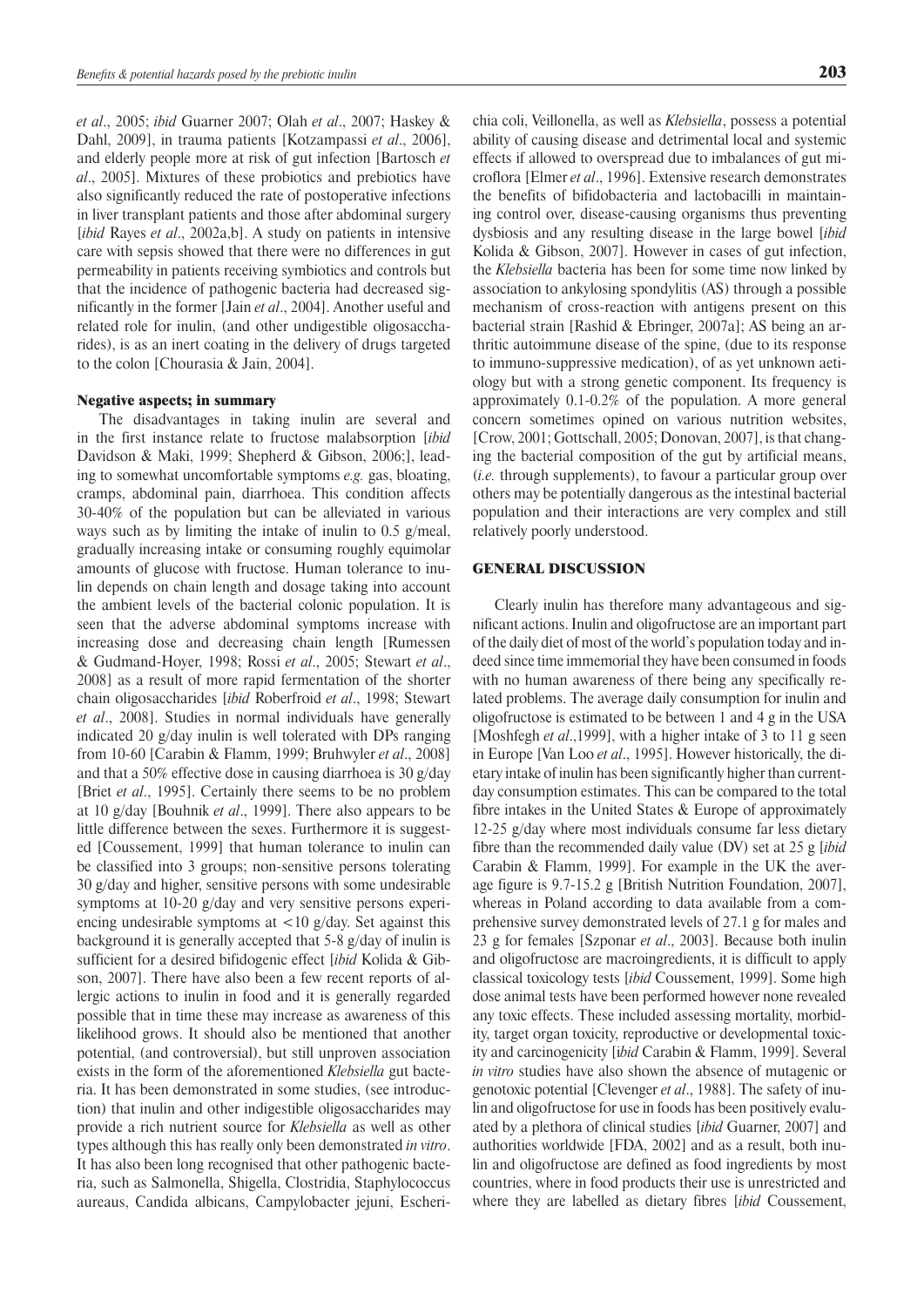*et al*., 2005; *ibid* Guarner 2007; Olah *et al*., 2007; Haskey & Dahl, 2009], in trauma patients [Kotzampassi *et al*., 2006], and elderly people more at risk of gut infection [Bartosch *et al*., 2005]. Mixtures of these probiotics and prebiotics have also significantly reduced the rate of postoperative infections in liver transplant patients and those after abdominal surgery [*ibid* Rayes *et al*., 2002a,b]. A study on patients in intensive care with sepsis showed that there were no differences in gut permeability in patients receiving symbiotics and controls but that the incidence of pathogenic bacteria had decreased significantly in the former [Jain *et al*., 2004]. Another useful and related role for inulin, (and other undigestible oligosaccharides), is as an inert coating in the delivery of drugs targeted to the colon [Chourasia & Jain, 2004].

### Negative aspects; in summary

The disadvantages in taking inulin are several and in the first instance relate to fructose malabsorption [*ibid* Davidson & Maki, 1999; Shepherd & Gibson, 2006;], leading to somewhat uncomfortable symptoms *e.g.* gas, bloating, cramps, abdominal pain, diarrhoea. This condition affects 30-40% of the population but can be alleviated in various ways such as by limiting the intake of inulin to 0.5 g/meal, gradually increasing intake or consuming roughly equimolar amounts of glucose with fructose. Human tolerance to inulin depends on chain length and dosage taking into account the ambient levels of the bacterial colonic population. It is seen that the adverse abdominal symptoms increase with increasing dose and decreasing chain length [Rumessen & Gudmand-Hoyer, 1998; Rossi *et al*., 2005; Stewart *et al*., 2008] as a result of more rapid fermentation of the shorter chain oligosaccharides [*ibid* Roberfroid *et al*., 1998; Stewart *et al*., 2008]. Studies in normal individuals have generally indicated 20 g/day inulin is well tolerated with DPs ranging from 10-60 [Carabin & Flamm, 1999; Bruhwyler *et al*., 2008] and that a 50% effective dose in causing diarrhoea is 30 g/day [Briet *et al*., 1995]. Certainly there seems to be no problem at 10 g/day [Bouhnik *et al*., 1999]. There also appears to be little difference between the sexes. Furthermore it is suggested [Coussement, 1999] that human tolerance to inulin can be classified into 3 groups; non-sensitive persons tolerating 30 g/day and higher, sensitive persons with some undesirable symptoms at 10-20 g/day and very sensitive persons experiencing undesirable symptoms at <10 g/day. Set against this background it is generally accepted that 5-8 g/day of inulin is sufficient for a desired bifidogenic effect [*ibid* Kolida & Gibson, 2007]. There have also been a few recent reports of allergic actions to inulin in food and it is generally regarded possible that in time these may increase as awareness of this likelihood grows. It should also be mentioned that another potential, (and controversial), but still unproven association exists in the form of the aforementioned *Klebsiella* gut bacteria. It has been demonstrated in some studies, (see introduction) that inulin and other indigestible oligosaccharides may provide a rich nutrient source for *Klebsiella* as well as other types although this has really only been demonstrated *in vitro*. It has also been long recognised that other pathogenic bacteria, such as Salmonella, Shigella, Clostridia, Staphylococcus aureaus, Candida albicans, Campylobacter jejuni, Escherichia coli, Veillonella, as well as *Klebsiella*, possess a potential ability of causing disease and detrimental local and systemic effects if allowed to overspread due to imbalances of gut microflora [Elmer *et al*., 1996]. Extensive research demonstrates the benefits of bifidobacteria and lactobacilli in maintaining control over, disease-causing organisms thus preventing dysbiosis and any resulting disease in the large bowel [*ibid* Kolida & Gibson, 2007]. However in cases of gut infection, the *Klebsiella* bacteria has been for some time now linked by association to ankylosing spondylitis (AS) through a possible mechanism of cross-reaction with antigens present on this bacterial strain [Rashid & Ebringer, 2007a]; AS being an arthritic autoimmune disease of the spine, (due to its response to immuno-suppressive medication), of as yet unknown aetiology but with a strong genetic component. Its frequency is approximately 0.1-0.2% of the population. A more general concern sometimes opined on various nutrition websites, [Crow, 2001; Gottschall, 2005; Donovan, 2007], is that changing the bacterial composition of the gut by artificial means, (*i.e.* through supplements), to favour a particular group over others may be potentially dangerous as the intestinal bacterial population and their interactions are very complex and still relatively poorly understood.

## GENERAL DISCUSSION

Clearly inulin has therefore many advantageous and significant actions. Inulin and oligofructose are an important part of the daily diet of most of the world's population today and indeed since time immemorial they have been consumed in foods with no human awareness of there being any specifically related problems. The average daily consumption for inulin and oligofructose is estimated to be between 1 and 4 g in the USA [Moshfegh *et al*.,1999], with a higher intake of 3 to 11 g seen in Europe [Van Loo *et al*., 1995]. However historically, the dietary intake of inulin has been significantly higher than current-day consumption estimates. This can be compared to the total fibre intakes in the United States & Europe of approximately 12-25 g/day where most individuals consume far less dietary fibre than the recommended daily value (DV) set at 25 g [*ibid* Carabin & Flamm, 1999]. For example in the UK the average figure is 9.7-15.2 g [British Nutrition Foundation, 2007], whereas in Poland according to data available from a comprehensive survey demonstrated levels of 27.1 g for males and 23 g for females [Szponar *et al*., 2003]. Because both inulin and oligofructose are macroingredients, it is difficult to apply classical toxicology tests [*ibid* Coussement, 1999]. Some high dose animal tests have been performed however none revealed any toxic effects. These included assessing mortality, morbidity, target organ toxicity, reproductive or developmental toxicity and carcinogenicity [*ibid* Carabin & Flamm, 1999]. Several *in vitro* studies have also shown the absence of mutagenic or genotoxic potential [Clevenger *et al*., 1988]. The safety of inulin and oligofructose for use in foods has been positively evaluated by a plethora of clinical studies [*ibid* Guarner, 2007] and authorities worldwide [FDA, 2002] and as a result, both inulin and oligofructose are defined as food ingredients by most countries, where in food products their use is unrestricted and where they are labelled as dietary fibres [*ibid* Coussement,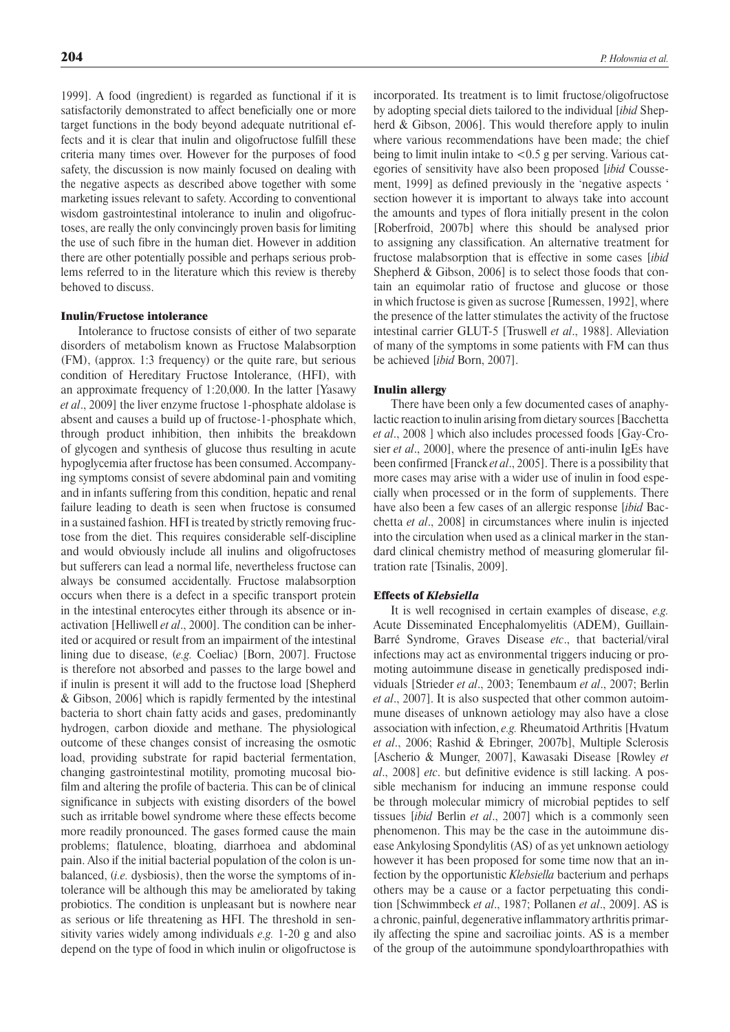1999]. A food (ingredient) is regarded as functional if it is satisfactorily demonstrated to affect beneficially one or more target functions in the body beyond adequate nutritional effects and it is clear that inulin and oligofructose fulfill these criteria many times over. However for the purposes of food safety, the discussion is now mainly focused on dealing with the negative aspects as described above together with some marketing issues relevant to safety. According to conventional wisdom gastrointestinal intolerance to inulin and oligofructoses, are really the only convincingly proven basis for limiting the use of such fibre in the human diet. However in addition there are other potentially possible and perhaps serious problems referred to in the literature which this review is thereby behoved to discuss.

### Inulin/Fructose intolerance

Intolerance to fructose consists of either of two separate disorders of metabolism known as Fructose Malabsorption (FM), (approx. 1:3 frequency) or the quite rare, but serious condition of Hereditary Fructose Intolerance, (HFI), with an approximate frequency of 1:20,000. In the latter [Yasawy *et al*., 2009] the liver enzyme fructose 1-phosphate aldolase is absent and causes a build up of fructose-1-phosphate which, through product inhibition, then inhibits the breakdown of glycogen and synthesis of glucose thus resulting in acute hypoglycemia after fructose has been consumed. Accompanying symptoms consist of severe abdominal pain and vomiting and in infants suffering from this condition, hepatic and renal failure leading to death is seen when fructose is consumed in a sustained fashion. HFI is treated by strictly removing fructose from the diet. This requires considerable self-discipline and would obviously include all inulins and oligofructoses but sufferers can lead a normal life, nevertheless fructose can always be consumed accidentally. Fructose malabsorption occurs when there is a defect in a specific transport protein in the intestinal enterocytes either through its absence or inactivation [Helliwell *et al*., 2000]. The condition can be inherited or acquired or result from an impairment of the intestinal lining due to disease, (*e.g.* Coeliac) [Born, 2007]. Fructose is therefore not absorbed and passes to the large bowel and if inulin is present it will add to the fructose load [Shepherd & Gibson, 2006] which is rapidly fermented by the intestinal bacteria to short chain fatty acids and gases, predominantly hydrogen, carbon dioxide and methane. The physiological outcome of these changes consist of increasing the osmotic load, providing substrate for rapid bacterial fermentation, changing gastrointestinal motility, promoting mucosal biofilm and altering the profile of bacteria. This can be of clinical significance in subjects with existing disorders of the bowel such as irritable bowel syndrome where these effects become more readily pronounced. The gases formed cause the main problems; flatulence, bloating, diarrhoea and abdominal pain. Also if the initial bacterial population of the colon is unbalanced, (*i.e.* dysbiosis), then the worse the symptoms of intolerance will be although this may be ameliorated by taking probiotics. The condition is unpleasant but is nowhere near as serious or life threatening as HFI. The threshold in sensitivity varies widely among individuals *e.g.* 1-20 g and also depend on the type of food in which inulin or oligofructose is incorporated. Its treatment is to limit fructose/oligofructose by adopting special diets tailored to the individual [*ibid* Shepherd & Gibson, 2006]. This would therefore apply to inulin where various recommendations have been made; the chief being to limit inulin intake to <0.5 g per serving. Various categories of sensitivity have also been proposed [*ibid* Coussement, 1999] as defined previously in the 'negative aspects ' section however it is important to always take into account the amounts and types of flora initially present in the colon [Roberfroid, 2007b] where this should be analysed prior to assigning any classification. An alternative treatment for fructose malabsorption that is effective in some cases [*ibid* Shepherd & Gibson, 2006] is to select those foods that contain an equimolar ratio of fructose and glucose or those in which fructose is given as sucrose [Rumessen, 1992], where the presence of the latter stimulates the activity of the fructose intestinal carrier GLUT-5 [Truswell *et al*., 1988]. Alleviation of many of the symptoms in some patients with FM can thus be achieved [*ibid* Born, 2007].

### Inulin allergy

There have been only a few documented cases of anaphylactic reaction to inulin arising from dietary sources [Bacchetta *et al*., 2008 ] which also includes processed foods [Gay-Crosier *et al*., 2000], where the presence of anti-inulin IgEs have been confirmed [Franck *et al*., 2005]. There is a possibility that more cases may arise with a wider use of inulin in food especially when processed or in the form of supplements. There have also been a few cases of an allergic response [*ibid* Bacchetta *et al*., 2008] in circumstances where inulin is injected into the circulation when used as a clinical marker in the standard clinical chemistry method of measuring glomerular filtration rate [Tsinalis, 2009].

### Effects of *Klebsiella*

It is well recognised in certain examples of disease, *e.g.* Acute Disseminated Encephalomyelitis (ADEM), Guillain-Barré Syndrome, Graves Disease *etc*., that bacterial/viral infections may act as environmental triggers inducing or promoting autoimmune disease in genetically predisposed individuals [Strieder *et al*., 2003; Tenembaum *et al*., 2007; Berlin *et al*., 2007]. It is also suspected that other common autoimmune diseases of unknown aetiology may also have a close association with infection, *e.g.* Rheumatoid Arthritis [Hvatum *et al*., 2006; Rashid & Ebringer, 2007b], Multiple Sclerosis [Ascherio & Munger, 2007], Kawasaki Disease [Rowley *et al*., 2008] *etc*. but definitive evidence is still lacking. A possible mechanism for inducing an immune response could be through molecular mimicry of microbial peptides to self tissues [*ibid* Berlin *et al*., 2007] which is a commonly seen phenomenon. This may be the case in the autoimmune disease Ankylosing Spondylitis (AS) of as yet unknown aetiology however it has been proposed for some time now that an infection by the opportunistic *Klebsiella* bacterium and perhaps others may be a cause or a factor perpetuating this condition [Schwimmbeck *et al*., 1987; Pollanen *et al*., 2009]. AS is a chronic, painful, degenerative inflammatory arthritis primarily affecting the spine and sacroiliac joints. AS is a member of the group of the autoimmune spondyloarthropathies with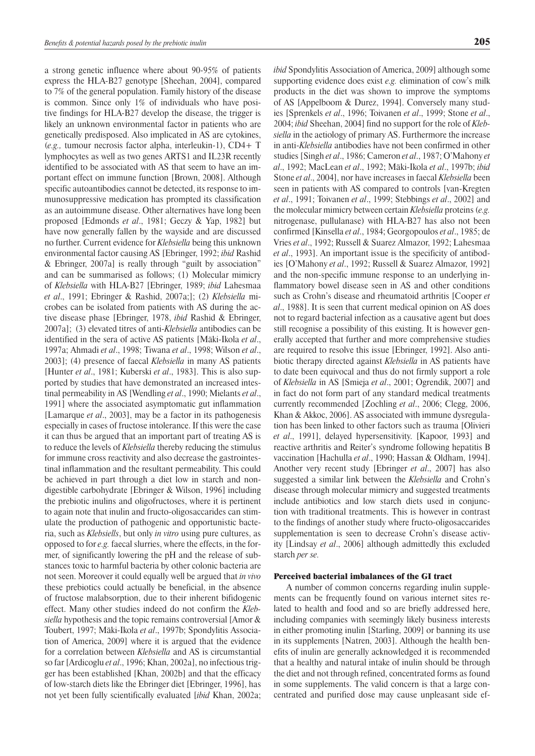a strong genetic influence where about 90-95% of patients express the HLA-B27 genotype [Sheehan, 2004], compared to 7% of the general population. Family history of the disease is common. Since only 1% of individuals who have positive findings for HLA-B27 develop the disease, the trigger is likely an unknown environmental factor in patients who are genetically predisposed. Also implicated in AS are cytokines, (*e.g.,* tumour necrosis factor alpha, interleukin-1), CD4+ T lymphocytes as well as two genes ARTS1 and IL23R recently identified to be associated with AS that seem to have an important effect on immune function [Brown, 2008]. Although specific autoantibodies cannot be detected, its response to immunosuppressive medication has prompted its classification as an autoimmune disease. Other alternatives have long been proposed [Edmonds *et al*., 1981; Geczy & Yap, 1982] but have now generally fallen by the wayside and are discussed no further. Current evidence for *Klebsiella* being this unknown environmental factor causing AS [Ebringer, 1992; *ibid* Rashid & Ebringer, 2007a] is really through "guilt by association" and can be summarised as follows; (1) Molecular mimicry of *Klebsiella* with HLA-B27 [Ebringer, 1989; *ibid* Lahesmaa *et al*., 1991; Ebringer & Rashid, 2007a;]; (2) *Klebsiella* microbes can be isolated from patients with AS during the active disease phase [Ebringer, 1978, *ibid* Rashid & Ebringer, 2007a]; (3) elevated titres of anti-*Klebsiella* antibodies can be identified in the sera of active AS patients [Mäki-Ikola *et al*., 1997a; Ahmadi *et al*., 1998; Tiwana *et al*., 1998; Wilson *et al*., 2003]; (4) presence of faecal *Klebsiella* in many AS patients [Hunter *et al*., 1981; Kuberski *et al*., 1983]. This is also supported by studies that have demonstrated an increased intestinal permeability in AS [Wendling *et al*., 1990; Mielants *et al*., 1991] where the associated asymptomatic gut inflammation [Lamarque *et al*., 2003], may be a factor in its pathogenesis especially in cases of fructose intolerance. If this were the case it can thus be argued that an important part of treating AS is to reduce the levels of *Klebsiella* thereby reducing the stimulus for immune cross reactivity and also decrease the gastrointestinal inflammation and the resultant permeability. This could be achieved in part through a diet low in starch and non-digestible carbohydrate [Ebringer & Wilson, 1996] including the prebiotic inulins and oligofructoses, where it is pertinent to again note that inulin and fructo-oligosaccarides can stimulate the production of pathogenic and opportunistic bacteria, such as *Klebsiells*, but only *in vitro* using pure cultures, as opposed to for *e.g.* faecal slurries, where the effects, in the former, of significantly lowering the pH and the release of substances toxic to harmful bacteria by other colonic bacteria are not seen. Moreover it could equally well be argued that *in vivo* these prebiotics could actually be beneficial, in the absence of fructose malabsorption, due to their inherent bifidogenic effect. Many other studies indeed do not confirm the *Klebsiella* hypothesis and the topic remains controversial [Amor & Toubert, 1997; Mäki-Ikola *et al*., 1997b; Spondylitis Association of America, 2009] where it is argued that the evidence for a correlation between *Klebsiella* and AS is circumstantial so far [Ardicoglu *et al*., 1996; Khan, 2002a], no infectious trigger has been established [Khan, 2002b] and that the efficacy of low-starch diets like the Ebringer diet [Ebringer, 1996], has not yet been fully scientifically evaluated [*ibid* Khan, 2002a; *ibid* Spondylitis Association of America, 2009] although some supporting evidence does exist *e.g.* elimination of cow's milk products in the diet was shown to improve the symptoms of AS [Appelboom & Durez, 1994]. Conversely many studies [Sprenkels *et al*., 1996; Toivanen *et al*., 1999; Stone *et al*., 2004; *ibid* Sheehan, 2004] find no support for the role of *Klebsiella* in the aetiology of primary AS. Furthermore the increase in anti-*Klebsiella* antibodies have not been confirmed in other studies [Singh *et al*., 1986; Cameron *et al*., 1987; O'Mahony *et al*., 1992; MacLean *et al*., 1992; Mäki-Ikola *et al*., 1997b; *ibid* Stone *et al*., 2004], nor have increases in faecal *Klebsiella* been seen in patients with AS compared to controls [van-Kregten *et al*., 1991; Toivanen *et al*., 1999; Stebbings *et al*., 2002] and the molecular mimicry between certain *Klebsiella* proteins (*e.g.* nitrogenase, pullulanase) with HLA-B27 has also not been confirmed [Kinsella *et al*., 1984; Georgopoulos *et al*., 1985; de Vries *et al*., 1992; Russell & Suarez Almazor, 1992; Lahesmaa *et al*., 1993]. An important issue is the specificity of antibodies [O'Mahony *et al*., 1992; Russell & Suarez Almazor, 1992] and the non-specific immune response to an underlying inflammatory bowel disease seen in AS and other conditions such as Crohn's disease and rheumatoid arthritis [Cooper *et al*., 1988]. It is seen that current medical opinion on AS does not to regard bacterial infection as a causative agent but does still recognise a possibility of this existing. It is however generally accepted that further and more comprehensive studies are required to resolve this issue [Ebringer, 1992]. Also antibiotic therapy directed against *Klebsiella* in AS patients have to date been equivocal and thus do not firmly support a role of *Klebsiella* in AS [Smieja *et al*., 2001; Ogrendik, 2007] and in fact do not form part of any standard medical treatments currently recommended [Zochling *et al*., 2006; Clegg, 2006, Khan & Akkoc, 2006]. AS associated with immune dysregulation has been linked to other factors such as trauma [Olivieri *et al*., 1991], delayed hypersensitivity. [Kapoor, 1993] and reactive arthritis and Reiter's syndrome following hepatitis B vaccination [Hachulla *et al*., 1990; Hassan & Oldham, 1994]. Another very recent study [Ebringer *et al*., 2007] has also suggested a similar link between the *Klebsiella* and Crohn's disease through molecular mimicry and suggested treatments include antibiotics and low starch diets used in conjunction with traditional treatments. This is however in contrast to the findings of another study where fructo-oligosaccarides supplementation is seen to decrease Crohn's disease activity [Lindsay *et al*., 2006] although admittedly this excluded starch *per se.*

### Perceived bacterial imbalances of the GI tract

A number of common concerns regarding inulin supplements can be frequently found on various internet sites related to health and food and so are briefly addressed here, including companies with seemingly likely business interests in either promoting inulin [Starling, 2009] or banning its use in its supplements [Natren, 2003]. Although the health benefits of inulin are generally acknowledged it is recommended that a healthy and natural intake of inulin should be through the diet and not through refined, concentrated forms as found in some supplements. The valid concern is that a large concentrated and purified dose may cause unpleasant side ef-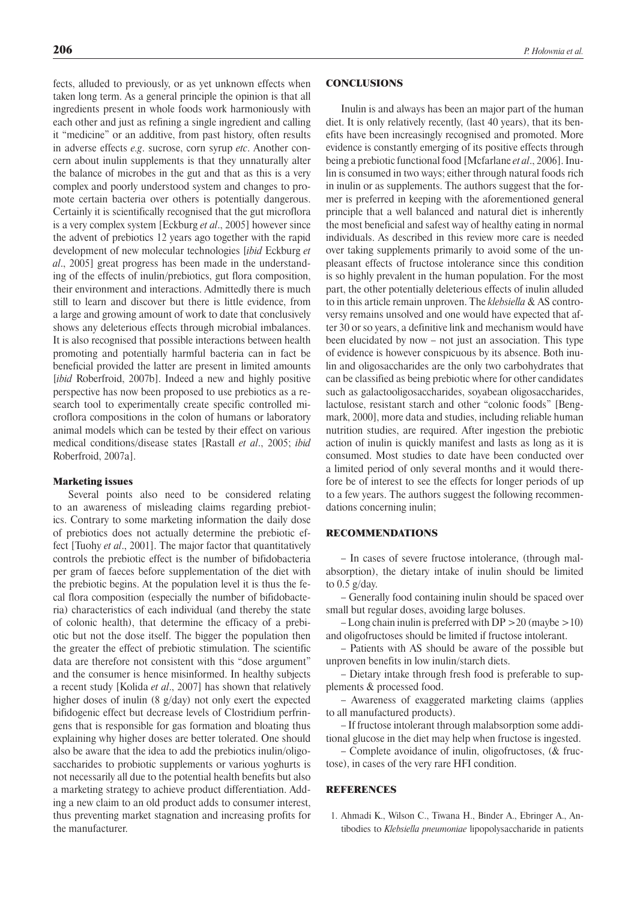fects, alluded to previously, or as yet unknown effects when taken long term. As a general principle the opinion is that all ingredients present in whole foods work harmoniously with each other and just as refining a single ingredient and calling it "medicine" or an additive, from past history, often results in adverse effects *e.g*. sucrose, corn syrup *etc*. Another concern about inulin supplements is that they unnaturally alter the balance of microbes in the gut and that as this is a very complex and poorly understood system and changes to promote certain bacteria over others is potentially dangerous. Certainly it is scientifically recognised that the gut microflora is a very complex system [Eckburg *et al*., 2005] however since the advent of prebiotics 12 years ago together with the rapid development of new molecular technologies [*ibid* Eckburg *et al*., 2005] great progress has been made in the understanding of the effects of inulin/prebiotics, gut flora composition, their environment and interactions. Admittedly there is much still to learn and discover but there is little evidence, from a large and growing amount of work to date that conclusively shows any deleterious effects through microbial imbalances. It is also recognised that possible interactions between health promoting and potentially harmful bacteria can in fact be beneficial provided the latter are present in limited amounts [*ibid* Roberfroid, 2007b]. Indeed a new and highly positive perspective has now been proposed to use prebiotics as a research tool to experimentally create specific controlled microflora compositions in the colon of humans or laboratory animal models which can be tested by their effect on various medical conditions/disease states [Rastall *et al*., 2005; *ibid* Roberfroid, 2007a].

### Marketing issues

Several points also need to be considered relating to an awareness of misleading claims regarding prebiotics. Contrary to some marketing information the daily dose of prebiotics does not actually determine the prebiotic effect [Tuohy *et al*., 2001]. The major factor that quantitatively controls the prebiotic effect is the number of bifidobacteria per gram of faeces before supplementation of the diet with the prebiotic begins. At the population level it is thus the fecal flora composition (especially the number of bifidobacteria) characteristics of each individual (and thereby the state of colonic health), that determine the efficacy of a prebiotic but not the dose itself. The bigger the population then the greater the effect of prebiotic stimulation. The scientific data are therefore not consistent with this "dose argument" and the consumer is hence misinformed. In healthy subjects a recent study [Kolida *et al*., 2007] has shown that relatively higher doses of inulin (8 g/day) not only exert the expected bifidogenic effect but decrease levels of Clostridium perfringens that is responsible for gas formation and bloating thus explaining why higher doses are better tolerated. One should also be aware that the idea to add the prebiotics inulin/oligosaccharides to probiotic supplements or various yoghurts is not necessarily all due to the potential health benefits but also a marketing strategy to achieve product differentiation. Adding a new claim to an old product adds to consumer interest, thus preventing market stagnation and increasing profits for the manufacturer.

## CONCLUSIONS

Inulin is and always has been an major part of the human diet. It is only relatively recently, (last 40 years), that its benefits have been increasingly recognised and promoted. More evidence is constantly emerging of its positive effects through being a prebiotic functional food [Mcfarlane *et al*., 2006]. Inulin is consumed in two ways; either through natural foods rich in inulin or as supplements. The authors suggest that the former is preferred in keeping with the aforementioned general principle that a well balanced and natural diet is inherently the most beneficial and safest way of healthy eating in normal individuals. As described in this review more care is needed over taking supplements primarily to avoid some of the unpleasant effects of fructose intolerance since this condition is so highly prevalent in the human population. For the most part, the other potentially deleterious effects of inulin alluded to in this article remain unproven. The *klebsiella* & AS controversy remains unsolved and one would have expected that after 30 or so years, a definitive link and mechanism would have been elucidated by now – not just an association. This type of evidence is however conspicuous by its absence. Both inulin and oligosaccharides are the only two carbohydrates that can be classified as being prebiotic where for other candidates such as galactooligosaccharides, soyabean oligosaccharides, lactulose, resistant starch and other "colonic foods" [Bengmark, 2000], more data and studies, including reliable human nutrition studies, are required. After ingestion the prebiotic action of inulin is quickly manifest and lasts as long as it is consumed. Most studies to date have been conducted over a limited period of only several months and it would therefore be of interest to see the effects for longer periods of up to a few years. The authors suggest the following recommendations concerning inulin;

## RECOMMENDATIONS

– In cases of severe fructose intolerance, (through malabsorption), the dietary intake of inulin should be limited to 0.5 g/day.

– Generally food containing inulin should be spaced over small but regular doses, avoiding large boluses.

– Long chain inulin is preferred with DP >20 (maybe >10) and oligofructoses should be limited if fructose intolerant.

– Patients with AS should be aware of the possible but unproven benefits in low inulin/starch diets.

– Dietary intake through fresh food is preferable to supplements & processed food.

– Awareness of exaggerated marketing claims (applies to all manufactured products).

– If fructose intolerant through malabsorption some additional glucose in the diet may help when fructose is ingested.

– Complete avoidance of inulin, oligofructoses, (& fructose), in cases of the very rare HFI condition.

## REFERENCES

1. Ahmadi K., Wilson C., Tiwana H., Binder A., Ebringer A., Antibodies to *Klebsiella pneumoniae* lipopolysaccharide in patients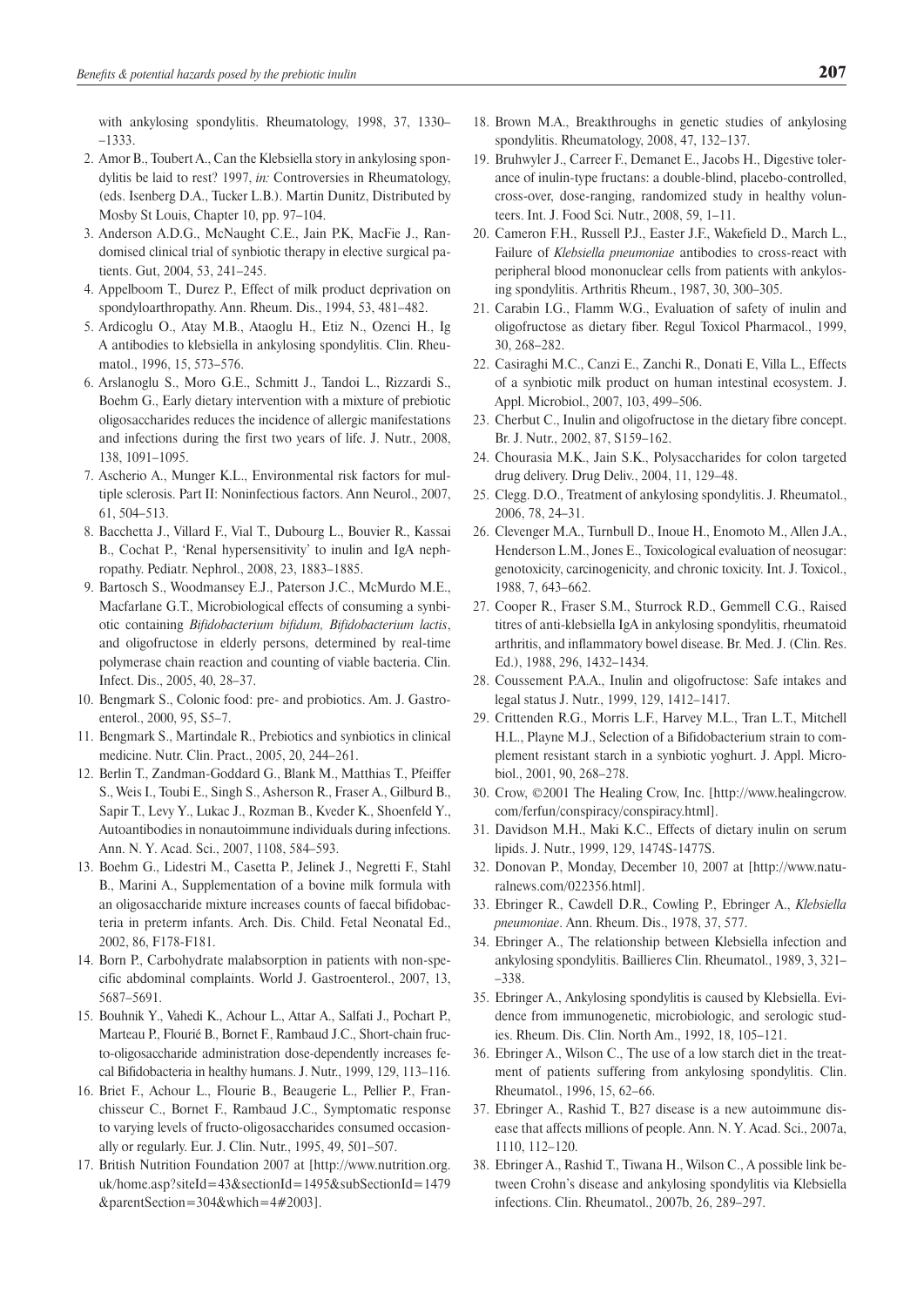with ankylosing spondylitis. Rheumatology, 1998, 37, 1330––1333.

2. Amor B., Toubert A., Can the Klebsiella story in ankylosing spondylitis be laid to rest? 1997, *in:* Controversies in Rheumatology, (eds. Isenberg D.A., Tucker L.B.). Martin Dunitz, Distributed by Mosby St Louis, Chapter 10, pp. 97–104.
3. Anderson A.D.G., McNaught C.E., Jain P.K, MacFie J., Randomised clinical trial of synbiotic therapy in elective surgical patients. Gut, 2004, 53, 241–245.
4. Appelboom T., Durez P., Effect of milk product deprivation on spondyloarthropathy. Ann. Rheum. Dis., 1994, 53, 481–482.
5. Ardicoglu O., Atay M.B., Ataoglu H., Etiz N., Ozenci H., Ig A antibodies to klebsiella in ankylosing spondylitis. Clin. Rheumatol., 1996, 15, 573–576.
6. Arslanoglu S., Moro G.E., Schmitt J., Tandoi L., Rizzardi S., Boehm G., Early dietary intervention with a mixture of prebiotic oligosaccharides reduces the incidence of allergic manifestations and infections during the first two years of life. J. Nutr., 2008, 138, 1091–1095.
7. Ascherio A., Munger K.L., Environmental risk factors for multiple sclerosis. Part II: Noninfectious factors. Ann Neurol., 2007, 61, 504–513.
8. Bacchetta J., Villard F., Vial T., Dubourg L., Bouvier R., Kassai B., Cochat P., 'Renal hypersensitivity' to inulin and IgA nephropathy. Pediatr. Nephrol., 2008, 23, 1883–1885.
9. Bartosch S., Woodmansey E.J., Paterson J.C., McMurdo M.E., Macfarlane G.T., Microbiological effects of consuming a synbiotic containing *Bifidobacterium bifidum, Bifidobacterium lactis*, and oligofructose in elderly persons, determined by real-time polymerase chain reaction and counting of viable bacteria. Clin. Infect. Dis., 2005, 40, 28–37.
10. Bengmark S., Colonic food: pre- and probiotics. Am. J. Gastroenterol., 2000, 95, S5–7.
11. Bengmark S., Martindale R., Prebiotics and synbiotics in clinical medicine. Nutr. Clin. Pract., 2005, 20, 244–261.
12. Berlin T., Zandman-Goddard G., Blank M., Matthias T., Pfeiffer S., Weis I., Toubi E., Singh S., Asherson R., Fraser A., Gilburd B., Sapir T., Levy Y., Lukac J., Rozman B., Kveder K., Shoenfeld Y., Autoantibodies in nonautoimmune individuals during infections. Ann. N. Y. Acad. Sci., 2007, 1108, 584–593.
13. Boehm G., Lidestri M., Casetta P., Jelinek J., Negretti F., Stahl B., Marini A., Supplementation of a bovine milk formula with an oligosaccharide mixture increases counts of faecal bifidobacteria in preterm infants. Arch. Dis. Child. Fetal Neonatal Ed., 2002, 86, F178-F181.
14. Born P., Carbohydrate malabsorption in patients with non-specific abdominal complaints. World J. Gastroenterol., 2007, 13, 5687–5691.
15. Bouhnik Y., Vahedi K., Achour L., Attar A., Salfati J., Pochart P., Marteau P., Flourié B., Bornet F., Rambaud J.C., Short-chain fructo-oligosaccharide administration dose-dependently increases fecal Bifidobacteria in healthy humans. J. Nutr., 1999, 129, 113–116.
16. Briet F., Achour L., Flourie B., Beaugerie L., Pellier P., Franchisseur C., Bornet F., Rambaud J.C., Symptomatic response to varying levels of fructo-oligosaccharides consumed occasionally or regularly. Eur. J. Clin. Nutr., 1995, 49, 501–507.
17. British Nutrition Foundation 2007 at [http://www.nutrition.org.uk/home.asp?siteId=43&sectionId=1495&subSectionId=1479&parentSection=304&which=4#2003].
18. Brown M.A., Breakthroughs in genetic studies of ankylosing spondylitis. Rheumatology, 2008, 47, 132–137.
19. Bruhwyler J., Carreer F., Demanet E., Jacobs H., Digestive tolerance of inulin-type fructans: a double-blind, placebo-controlled, cross-over, dose-ranging, randomized study in healthy volunteers. Int. J. Food Sci. Nutr., 2008, 59, 1–11.
20. Cameron F.H., Russell P.J., Easter J.F., Wakefield D., March L., Failure of *Klebsiella pneumoniae* antibodies to cross-react with peripheral blood mononuclear cells from patients with ankylosing spondylitis. Arthritis Rheum., 1987, 30, 300–305.
21. Carabin I.G., Flamm W.G., Evaluation of safety of inulin and oligofructose as dietary fiber. Regul Toxicol Pharmacol., 1999, 30, 268–282.
22. Casiraghi M.C., Canzi E., Zanchi R., Donati E, Villa L., Effects of a synbiotic milk product on human intestinal ecosystem. J. Appl. Microbiol., 2007, 103, 499–506.
23. Cherbut C., Inulin and oligofructose in the dietary fibre concept. Br. J. Nutr., 2002, 87, S159–162.
24. Chourasia M.K., Jain S.K., Polysaccharides for colon targeted drug delivery. Drug Deliv., 2004, 11, 129–48.
25. Clegg. D.O., Treatment of ankylosing spondylitis. J. Rheumatol., 2006, 78, 24–31.
26. Clevenger M.A., Turnbull D., Inoue H., Enomoto M., Allen J.A., Henderson L.M., Jones E., Toxicological evaluation of neosugar: genotoxicity, carcinogenicity, and chronic toxicity. Int. J. Toxicol., 1988, 7, 643–662.
27. Cooper R., Fraser S.M., Sturrock R.D., Gemmell C.G., Raised titres of anti-klebsiella IgA in ankylosing spondylitis, rheumatoid arthritis, and inflammatory bowel disease. Br. Med. J. (Clin. Res. Ed.), 1988, 296, 1432–1434.
28. Coussement P.A.A., Inulin and oligofructose: Safe intakes and legal status J. Nutr., 1999, 129, 1412–1417.
29. Crittenden R.G., Morris L.F., Harvey M.L., Tran L.T., Mitchell H.L., Playne M.J., Selection of a Bifidobacterium strain to complement resistant starch in a synbiotic yoghurt. J. Appl. Microbiol., 2001, 90, 268–278.
30. Crow, ©2001 The Healing Crow, Inc. [http://www.healingcrow.com/ferfun/conspiracy/conspiracy.html].
31. Davidson M.H., Maki K.C., Effects of dietary inulin on serum lipids. J. Nutr., 1999, 129, 1474S-1477S.
32. Donovan P., Monday, December 10, 2007 at [http://www.naturalnews.com/022356.html].
33. Ebringer R., Cawdell D.R., Cowling P., Ebringer A., *Klebsiella pneumoniae*. Ann. Rheum. Dis., 1978, 37, 577.
34. Ebringer A., The relationship between Klebsiella infection and ankylosing spondylitis. Baillieres Clin. Rheumatol., 1989, 3, 321––338.
35. Ebringer A., Ankylosing spondylitis is caused by Klebsiella. Evidence from immunogenetic, microbiologic, and serologic studies. Rheum. Dis. Clin. North Am., 1992, 18, 105–121.
36. Ebringer A., Wilson C., The use of a low starch diet in the treatment of patients suffering from ankylosing spondylitis. Clin. Rheumatol., 1996, 15, 62–66.
37. Ebringer A., Rashid T., B27 disease is a new autoimmune disease that affects millions of people. Ann. N. Y. Acad. Sci., 2007a, 1110, 112–120.
38. Ebringer A., Rashid T., Tiwana H., Wilson C., A possible link between Crohn's disease and ankylosing spondylitis via Klebsiella infections. Clin. Rheumatol., 2007b, 26, 289–297.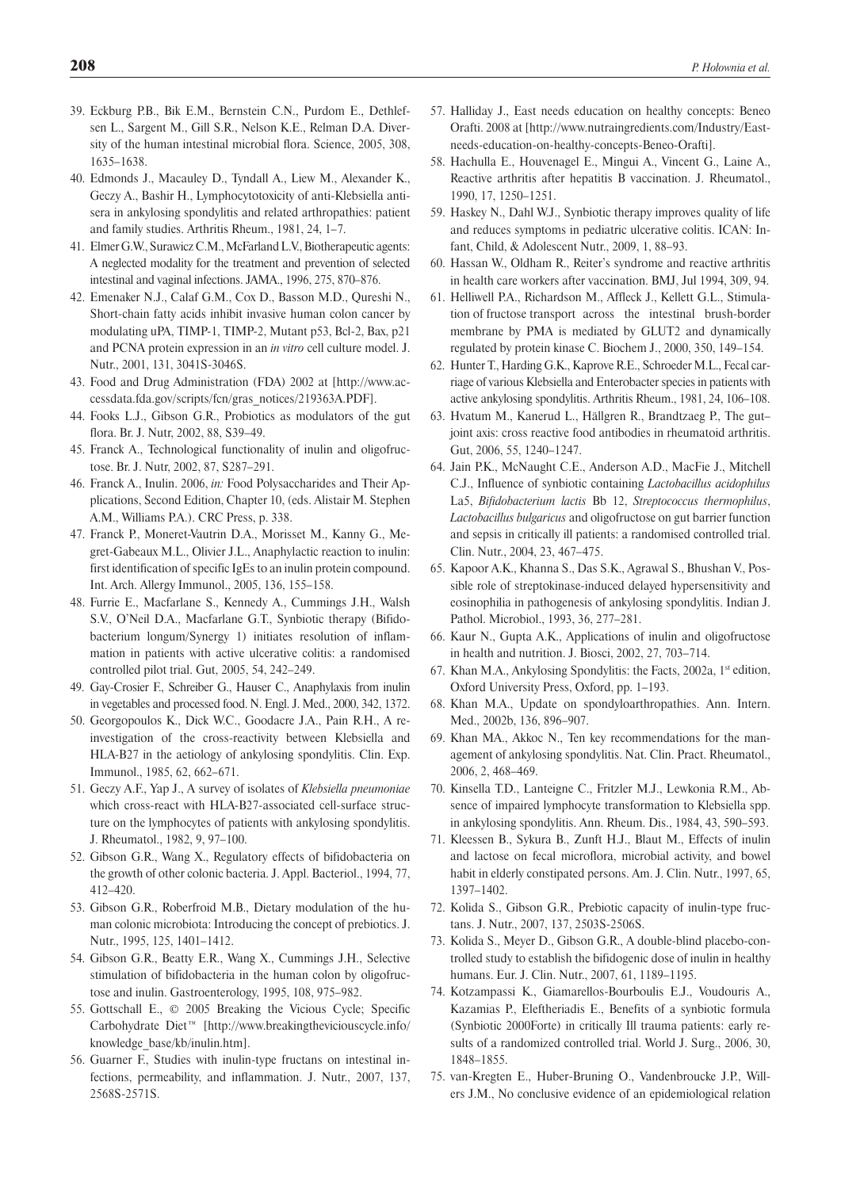39. Eckburg P.B., Bik E.M., Bernstein C.N., Purdom E., Dethlefsen L., Sargent M., Gill S.R., Nelson K.E., Relman D.A. Diversity of the human intestinal microbial flora. Science, 2005, 308, 1635–1638.
40. Edmonds J., Macauley D., Tyndall A., Liew M., Alexander K., Geczy A., Bashir H., Lymphocytotoxicity of anti-Klebsiella antisera in ankylosing spondylitis and related arthropathies: patient and family studies. Arthritis Rheum., 1981, 24, 1–7.
41. Elmer G.W., Surawicz C.M., McFarland L.V., Biotherapeutic agents: A neglected modality for the treatment and prevention of selected intestinal and vaginal infections. JAMA., 1996, 275, 870–876.
42. Emenaker N.J., Calaf G.M., Cox D., Basson M.D., Qureshi N., Short-chain fatty acids inhibit invasive human colon cancer by modulating uPA, TIMP-1, TIMP-2, Mutant p53, Bcl-2, Bax, p21 and PCNA protein expression in an *in vitro* cell culture model. J. Nutr., 2001, 131, 3041S-3046S.
43. Food and Drug Administration (FDA) 2002 at [http://www.accessdata.fda.gov/scripts/fcn/gras_notices/219363A.PDF].
44. Fooks L.J., Gibson G.R., Probiotics as modulators of the gut flora. Br. J. Nutr, 2002, 88, S39–49.
45. Franck A., Technological functionality of inulin and oligofructose. Br. J. Nutr, 2002, 87, S287–291.
46. Franck A., Inulin. 2006, *in:* Food Polysaccharides and Their Applications, Second Edition, Chapter 10, (eds. Alistair M. Stephen A.M., Williams P.A.). CRC Press, p. 338.
47. Franck P., Moneret-Vautrin D.A., Morisset M., Kanny G., Megret-Gabeaux M.L., Olivier J.L., Anaphylactic reaction to inulin: first identification of specific IgEs to an inulin protein compound. Int. Arch. Allergy Immunol., 2005, 136, 155–158.
48. Furrie E., Macfarlane S., Kennedy A., Cummings J.H., Walsh S.V., O'Neil D.A., Macfarlane G.T., Synbiotic therapy (Bifidobacterium longum/Synergy 1) initiates resolution of inflammation in patients with active ulcerative colitis: a randomised controlled pilot trial. Gut, 2005, 54, 242–249.
49. Gay-Crosier F., Schreiber G., Hauser C., Anaphylaxis from inulin in vegetables and processed food. N. Engl. J. Med., 2000, 342, 1372.
50. Georgopoulos K., Dick W.C., Goodacre J.A., Pain R.H., A reinvestigation of the cross-reactivity between Klebsiella and HLA-B27 in the aetiology of ankylosing spondylitis. Clin. Exp. Immunol., 1985, 62, 662–671.
51. Geczy A.F., Yap J., A survey of isolates of *Klebsiella pneumoniae* which cross-react with HLA-B27-associated cell-surface structure on the lymphocytes of patients with ankylosing spondylitis. J. Rheumatol., 1982, 9, 97–100.
52. Gibson G.R., Wang X., Regulatory effects of bifidobacteria on the growth of other colonic bacteria. J. Appl. Bacteriol., 1994, 77, 412–420.
53. Gibson G.R., Roberfroid M.B., Dietary modulation of the human colonic microbiota: Introducing the concept of prebiotics. J. Nutr., 1995, 125, 1401–1412.
54. Gibson G.R., Beatty E.R., Wang X., Cummings J.H., Selective stimulation of bifidobacteria in the human colon by oligofructose and inulin. Gastroenterology, 1995, 108, 975–982.
55. Gottschall E., © 2005 Breaking the Vicious Cycle; Specific Carbohydrate Diet™ [http://www.breakingtheviciouscycle.info/knowledge_base/kb/inulin.htm].
56. Guarner F., Studies with inulin-type fructans on intestinal infections, permeability, and inflammation. J. Nutr., 2007, 137, 2568S-2571S.
57. Halliday J., East needs education on healthy concepts: Beneo Orafti. 2008 at [http://www.nutraingredients.com/Industry/East-needs-education-on-healthy-concepts-Beneo-Orafti].
58. Hachulla E., Houvenagel E., Mingui A., Vincent G., Laine A., Reactive arthritis after hepatitis B vaccination. J. Rheumatol., 1990, 17, 1250–1251.
59. Haskey N., Dahl W.J., Synbiotic therapy improves quality of life and reduces symptoms in pediatric ulcerative colitis. ICAN: Infant, Child, & Adolescent Nutr., 2009, 1, 88–93.
60. Hassan W., Oldham R., Reiter's syndrome and reactive arthritis in health care workers after vaccination. BMJ, Jul 1994, 309, 94.
61. Helliwell P.A., Richardson M., Affleck J., Kellett G.L., Stimulation of fructose transport across the intestinal brush-border membrane by PMA is mediated by GLUT2 and dynamically regulated by protein kinase C. Biochem J., 2000, 350, 149–154.
62. Hunter T., Harding G.K., Kaprove R.E., Schroeder M.L., Fecal carriage of various Klebsiella and Enterobacter species in patients with active ankylosing spondylitis. Arthritis Rheum., 1981, 24, 106–108.
63. Hvatum M., Kanerud L., Hällgren R., Brandtzaeg P., The gut–joint axis: cross reactive food antibodies in rheumatoid arthritis. Gut, 2006, 55, 1240–1247.
64. Jain P.K., McNaught C.E., Anderson A.D., MacFie J., Mitchell C.J., Influence of synbiotic containing *Lactobacillus acidophilus* La5, *Bifidobacterium lactis* Bb 12, *Streptococcus thermophilus*, *Lactobacillus bulgaricus* and oligofructose on gut barrier function and sepsis in critically ill patients: a randomised controlled trial. Clin. Nutr., 2004, 23, 467–475.
65. Kapoor A.K., Khanna S., Das S.K., Agrawal S., Bhushan V., Possible role of streptokinase-induced delayed hypersensitivity and eosinophilia in pathogenesis of ankylosing spondylitis. Indian J. Pathol. Microbiol., 1993, 36, 277–281.
66. Kaur N., Gupta A.K., Applications of inulin and oligofructose in health and nutrition. J. Biosci, 2002, 27, 703–714.
67. Khan M.A., Ankylosing Spondylitis: the Facts, 2002a, 1st edition, Oxford University Press, Oxford, pp. 1–193.
68. Khan M.A., Update on spondyloarthropathies. Ann. Intern. Med., 2002b, 136, 896–907.
69. Khan MA., Akkoc N., Ten key recommendations for the management of ankylosing spondylitis. Nat. Clin. Pract. Rheumatol., 2006, 2, 468–469.
70. Kinsella T.D., Lanteigne C., Fritzler M.J., Lewkonia R.M., Absence of impaired lymphocyte transformation to Klebsiella spp. in ankylosing spondylitis. Ann. Rheum. Dis., 1984, 43, 590–593.
71. Kleessen B., Sykura B., Zunft H.J., Blaut M., Effects of inulin and lactose on fecal microflora, microbial activity, and bowel habit in elderly constipated persons. Am. J. Clin. Nutr., 1997, 65, 1397–1402.
72. Kolida S., Gibson G.R., Prebiotic capacity of inulin-type fructans. J. Nutr., 2007, 137, 2503S-2506S.
73. Kolida S., Meyer D., Gibson G.R., A double-blind placebo-controlled study to establish the bifidogenic dose of inulin in healthy humans. Eur. J. Clin. Nutr., 2007, 61, 1189–1195.
74. Kotzampassi K., Giamarellos-Bourboulis E.J., Voudouris A., Kazamias P., Eleftheriadis E., Benefits of a synbiotic formula (Synbiotic 2000Forte) in critically Ill trauma patients: early results of a randomized controlled trial. World J. Surg., 2006, 30, 1848–1855.
75. van-Kregten E., Huber-Bruning O., Vandenbroucke J.P., Willers J.M., No conclusive evidence of an epidemiological relation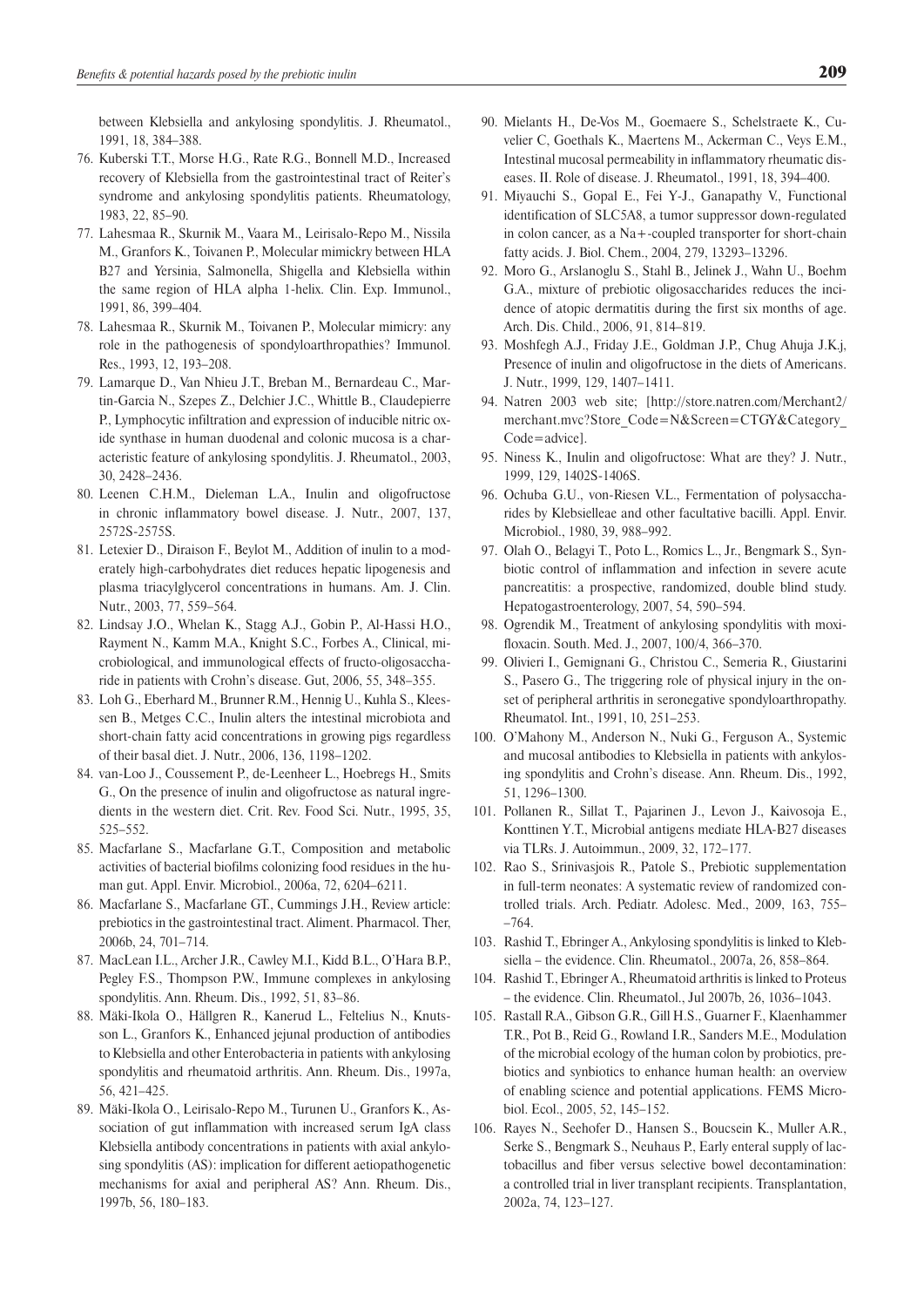between Klebsiella and ankylosing spondylitis. J. Rheumatol., 1991, 18, 384–388.

76. Kuberski T.T., Morse H.G., Rate R.G., Bonnell M.D., Increased recovery of Klebsiella from the gastrointestinal tract of Reiter's syndrome and ankylosing spondylitis patients. Rheumatology, 1983, 22, 85–90.
77. Lahesmaa R., Skurnik M., Vaara M., Leirisalo-Repo M., Nissila M., Granfors K., Toivanen P., Molecular mimickry between HLA B27 and Yersinia, Salmonella, Shigella and Klebsiella within the same region of HLA alpha 1-helix. Clin. Exp. Immunol., 1991, 86, 399–404.
78. Lahesmaa R., Skurnik M., Toivanen P., Molecular mimicry: any role in the pathogenesis of spondyloarthropathies? Immunol. Res., 1993, 12, 193–208.
79. Lamarque D., Van Nhieu J.T., Breban M., Bernardeau C., Martin-Garcia N., Szepes Z., Delchier J.C., Whittle B., Claudepierre P., Lymphocytic infiltration and expression of inducible nitric oxide synthase in human duodenal and colonic mucosa is a characteristic feature of ankylosing spondylitis. J. Rheumatol., 2003, 30, 2428–2436.
80. Leenen C.H.M., Dieleman L.A., Inulin and oligofructose in chronic inflammatory bowel disease. J. Nutr., 2007, 137, 2572S-2575S.
81. Letexier D., Diraison F., Beylot M., Addition of inulin to a moderately high-carbohydrates diet reduces hepatic lipogenesis and plasma triacylglycerol concentrations in humans. Am. J. Clin. Nutr., 2003, 77, 559–564.
82. Lindsay J.O., Whelan K., Stagg A.J., Gobin P., Al-Hassi H.O., Rayment N., Kamm M.A., Knight S.C., Forbes A., Clinical, microbiological, and immunological effects of fructo-oligosaccharide in patients with Crohn's disease. Gut, 2006, 55, 348–355.
83. Loh G., Eberhard M., Brunner R.M., Hennig U., Kuhla S., Kleessen B., Metges C.C., Inulin alters the intestinal microbiota and short-chain fatty acid concentrations in growing pigs regardless of their basal diet. J. Nutr., 2006, 136, 1198–1202.
84. van-Loo J., Coussement P., de-Leenheer L., Hoebregs H., Smits G., On the presence of inulin and oligofructose as natural ingredients in the western diet. Crit. Rev. Food Sci. Nutr., 1995, 35, 525–552.
85. Macfarlane S., Macfarlane G.T., Composition and metabolic activities of bacterial biofilms colonizing food residues in the human gut. Appl. Envir. Microbiol., 2006a, 72, 6204–6211.
86. Macfarlane S., Macfarlane GT., Cummings J.H., Review article: prebiotics in the gastrointestinal tract. Aliment. Pharmacol. Ther, 2006b, 24, 701–714.
87. MacLean I.L., Archer J.R., Cawley M.I., Kidd B.L., O'Hara B.P., Pegley F.S., Thompson P.W., Immune complexes in ankylosing spondylitis. Ann. Rheum. Dis., 1992, 51, 83–86.
88. Mäki-Ikola O., Hällgren R., Kanerud L., Feltelius N., Knutsson L., Granfors K., Enhanced jejunal production of antibodies to Klebsiella and other Enterobacteria in patients with ankylosing spondylitis and rheumatoid arthritis. Ann. Rheum. Dis., 1997a, 56, 421–425.
89. Mäki-Ikola O., Leirisalo-Repo M., Turunen U., Granfors K., Association of gut inflammation with increased serum IgA class Klebsiella antibody concentrations in patients with axial ankylosing spondylitis (AS): implication for different aetiopathogenetic mechanisms for axial and peripheral AS? Ann. Rheum. Dis., 1997b, 56, 180–183.
90. Mielants H., De-Vos M., Goemaere S., Schelstraete K., Cuvelier C, Goethals K., Maertens M., Ackerman C., Veys E.M., Intestinal mucosal permeability in inflammatory rheumatic diseases. II. Role of disease. J. Rheumatol., 1991, 18, 394–400.
91. Miyauchi S., Gopal E., Fei Y-J., Ganapathy V., Functional identification of SLC5A8, a tumor suppressor down-regulated in colon cancer, as a Na+-coupled transporter for short-chain fatty acids. J. Biol. Chem., 2004, 279, 13293–13296.
92. Moro G., Arslanoglu S., Stahl B., Jelinek J., Wahn U., Boehm G.A., mixture of prebiotic oligosaccharides reduces the incidence of atopic dermatitis during the first six months of age. Arch. Dis. Child., 2006, 91, 814–819.
93. Moshfegh A.J., Friday J.E., Goldman J.P., Chug Ahuja J.K.j, Presence of inulin and oligofructose in the diets of Americans. J. Nutr., 1999, 129, 1407–1411.
94. Natren 2003 web site; [http://store.natren.com/Merchant2/merchant.mvc?Store_Code=N&Screen=CTGY&Category_Code=advice].
95. Niness K., Inulin and oligofructose: What are they? J. Nutr., 1999, 129, 1402S-1406S.
96. Ochuba G.U., von-Riesen V.L., Fermentation of polysaccharides by Klebsielleae and other facultative bacilli. Appl. Envir. Microbiol., 1980, 39, 988–992.
97. Olah O., Belagyi T., Poto L., Romics L., Jr., Bengmark S., Synbiotic control of inflammation and infection in severe acute pancreatitis: a prospective, randomized, double blind study. Hepatogastroenterology, 2007, 54, 590–594.
98. Ogrendik M., Treatment of ankylosing spondylitis with moxifloxacin. South. Med. J., 2007, 100/4, 366–370.
99. Olivieri I., Gemignani G., Christou C., Semeria R., Giustarini S., Pasero G., The triggering role of physical injury in the onset of peripheral arthritis in seronegative spondyloarthropathy. Rheumatol. Int., 1991, 10, 251–253.
100. O'Mahony M., Anderson N., Nuki G., Ferguson A., Systemic and mucosal antibodies to Klebsiella in patients with ankylosing spondylitis and Crohn's disease. Ann. Rheum. Dis., 1992, 51, 1296–1300.
101. Pollanen R., Sillat T., Pajarinen J., Levon J., Kaivosoja E., Konttinen Y.T., Microbial antigens mediate HLA-B27 diseases via TLRs. J. Autoimmun., 2009, 32, 172–177.
102. Rao S., Srinivasjois R., Patole S., Prebiotic supplementation in full-term neonates: A systematic review of randomized controlled trials. Arch. Pediatr. Adolesc. Med., 2009, 163, 755––764.
103. Rashid T., Ebringer A., Ankylosing spondylitis is linked to Klebsiella – the evidence. Clin. Rheumatol., 2007a, 26, 858–864.
104. Rashid T., Ebringer A., Rheumatoid arthritis is linked to Proteus – the evidence. Clin. Rheumatol., Jul 2007b, 26, 1036–1043.
105. Rastall R.A., Gibson G.R., Gill H.S., Guarner F., Klaenhammer T.R., Pot B., Reid G., Rowland I.R., Sanders M.E., Modulation of the microbial ecology of the human colon by probiotics, prebiotics and synbiotics to enhance human health: an overview of enabling science and potential applications. FEMS Microbiol. Ecol., 2005, 52, 145–152.
106. Rayes N., Seehofer D., Hansen S., Boucsein K., Muller A.R., Serke S., Bengmark S., Neuhaus P., Early enteral supply of lactobacillus and fiber versus selective bowel decontamination: a controlled trial in liver transplant recipients. Transplantation, 2002a, 74, 123–127.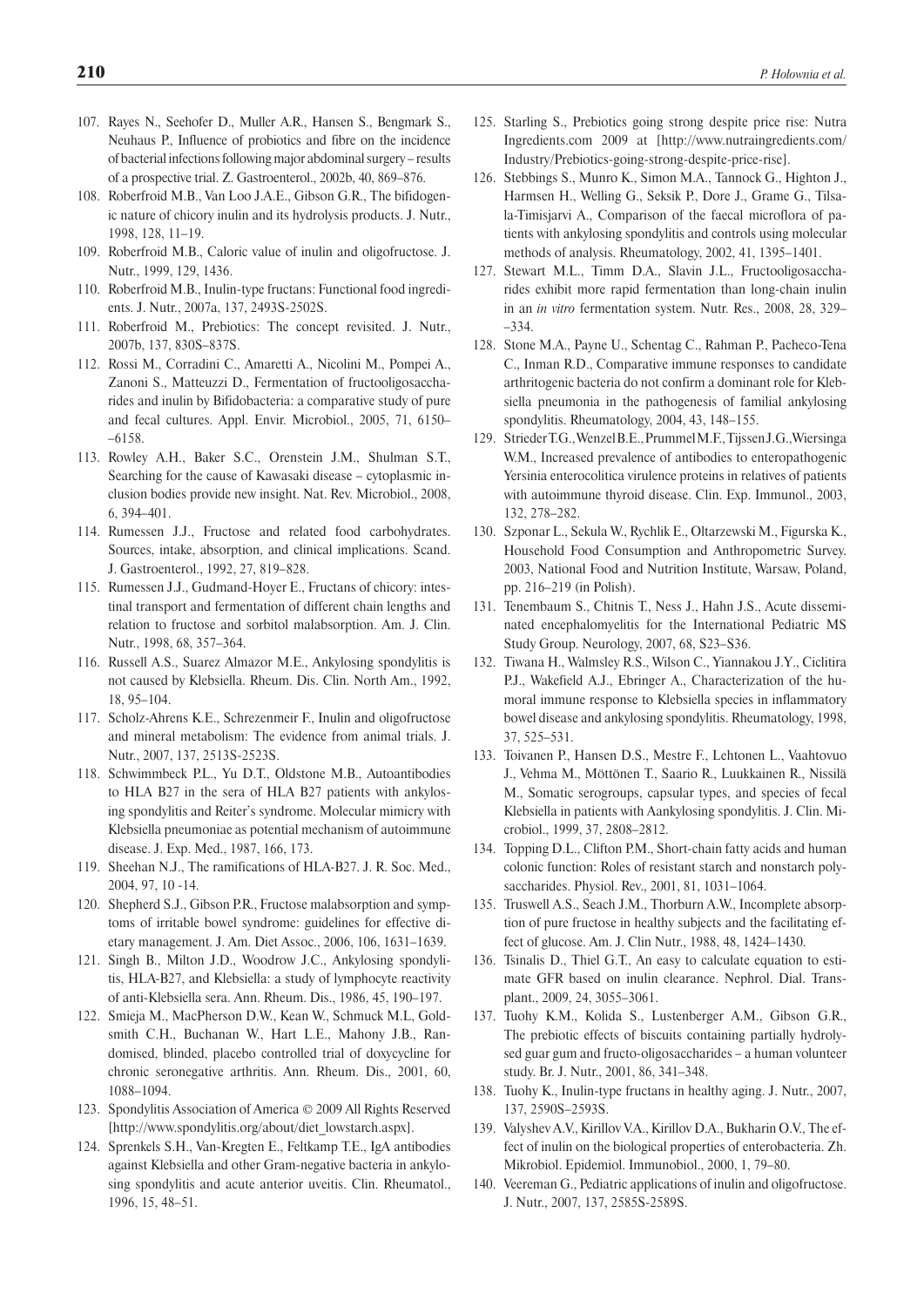107. Rayes N., Seehofer D., Muller A.R., Hansen S., Bengmark S., Neuhaus P., Influence of probiotics and fibre on the incidence of bacterial infections following major abdominal surgery – results of a prospective trial. Z. Gastroenterol., 2002b, 40, 869–876.
108. Roberfroid M.B., Van Loo J.A.E., Gibson G.R., The bifidogenic nature of chicory inulin and its hydrolysis products. J. Nutr., 1998, 128, 11–19.
109. Roberfroid M.B., Caloric value of inulin and oligofructose. J. Nutr., 1999, 129, 1436.
110. Roberfroid M.B., Inulin-type fructans: Functional food ingredients. J. Nutr., 2007a, 137, 2493S-2502S.
111. Roberfroid M., Prebiotics: The concept revisited. J. Nutr., 2007b, 137, 830S–837S.
112. Rossi M., Corradini C., Amaretti A., Nicolini M., Pompei A., Zanoni S., Matteuzzi D., Fermentation of fructooligosaccharides and inulin by Bifidobacteria: a comparative study of pure and fecal cultures. Appl. Envir. Microbiol., 2005, 71, 6150––6158.
113. Rowley A.H., Baker S.C., Orenstein J.M., Shulman S.T., Searching for the cause of Kawasaki disease – cytoplasmic inclusion bodies provide new insight. Nat. Rev. Microbiol., 2008, 6, 394–401.
114. Rumessen J.J., Fructose and related food carbohydrates. Sources, intake, absorption, and clinical implications. Scand. J. Gastroenterol., 1992, 27, 819–828.
115. Rumessen J.J., Gudmand-Hoyer E., Fructans of chicory: intestinal transport and fermentation of different chain lengths and relation to fructose and sorbitol malabsorption. Am. J. Clin. Nutr., 1998, 68, 357–364.
116. Russell A.S., Suarez Almazor M.E., Ankylosing spondylitis is not caused by Klebsiella. Rheum. Dis. Clin. North Am., 1992, 18, 95–104.
117. Scholz-Ahrens K.E., Schrezenmeir F., Inulin and oligofructose and mineral metabolism: The evidence from animal trials. J. Nutr., 2007, 137, 2513S-2523S.
118. Schwimmbeck P.L., Yu D.T., Oldstone M.B., Autoantibodies to HLA B27 in the sera of HLA B27 patients with ankylosing spondylitis and Reiter's syndrome. Molecular mimicry with Klebsiella pneumoniae as potential mechanism of autoimmune disease. J. Exp. Med., 1987, 166, 173.
119. Sheehan N.J., The ramifications of HLA-B27. J. R. Soc. Med., 2004, 97, 10 -14.
120. Shepherd S.J., Gibson P.R., Fructose malabsorption and symptoms of irritable bowel syndrome: guidelines for effective dietary management. J. Am. Diet Assoc., 2006, 106, 1631–1639.
121. Singh B., Milton J.D., Woodrow J.C., Ankylosing spondylitis, HLA-B27, and Klebsiella: a study of lymphocyte reactivity of anti-Klebsiella sera. Ann. Rheum. Dis., 1986, 45, 190–197.
122. Smieja M., MacPherson D.W., Kean W., Schmuck M.L, Goldsmith C.H., Buchanan W., Hart L.E., Mahony J.B., Randomised, blinded, placebo controlled trial of doxycycline for chronic seronegative arthritis. Ann. Rheum. Dis., 2001, 60, 1088–1094.
123. Spondylitis Association of America © 2009 All Rights Reserved [http://www.spondylitis.org/about/diet_lowstarch.aspx].
124. Sprenkels S.H., Van-Kregten E., Feltkamp T.E., IgA antibodies against Klebsiella and other Gram-negative bacteria in ankylosing spondylitis and acute anterior uveitis. Clin. Rheumatol., 1996, 15, 48–51.
125. Starling S., Prebiotics going strong despite price rise: Nutra Ingredients.com 2009 at [http://www.nutraingredients.com/Industry/Prebiotics-going-strong-despite-price-rise].
126. Stebbings S., Munro K., Simon M.A., Tannock G., Highton J., Harmsen H., Welling G., Seksik P., Dore J., Grame G., Tilsala-Timisjarvi A., Comparison of the faecal microflora of patients with ankylosing spondylitis and controls using molecular methods of analysis. Rheumatology, 2002, 41, 1395–1401.
127. Stewart M.L., Timm D.A., Slavin J.L., Fructooligosaccharides exhibit more rapid fermentation than long-chain inulin in an *in vitro* fermentation system. Nutr. Res., 2008, 28, 329––334.
128. Stone M.A., Payne U., Schentag C., Rahman P., Pacheco-Tena C., Inman R.D., Comparative immune responses to candidate arthritogenic bacteria do not confirm a dominant role for Klebsiella pneumonia in the pathogenesis of familial ankylosing spondylitis. Rheumatology, 2004, 43, 148–155.
129. Strieder T.G., Wenzel B.E., Prummel M.F., Tijssen J.G., Wiersinga W.M., Increased prevalence of antibodies to enteropathogenic Yersinia enterocolitica virulence proteins in relatives of patients with autoimmune thyroid disease. Clin. Exp. Immunol., 2003, 132, 278–282.
130. Szponar L., Sekula W., Rychlik E., Oltarzewski M., Figurska K., Household Food Consumption and Anthropometric Survey. 2003, National Food and Nutrition Institute, Warsaw, Poland, pp. 216–219 (in Polish).
131. Tenembaum S., Chitnis T., Ness J., Hahn J.S., Acute disseminated encephalomyelitis for the International Pediatric MS Study Group. Neurology, 2007, 68, S23–S36.
132. Tiwana H., Walmsley R.S., Wilson C., Yiannakou J.Y., Ciclitira P.J., Wakefield A.J., Ebringer A., Characterization of the humoral immune response to Klebsiella species in inflammatory bowel disease and ankylosing spondylitis. Rheumatology, 1998, 37, 525–531.
133. Toivanen P., Hansen D.S., Mestre F., Lehtonen L., Vaahtovuo J., Vehma M., Möttönen T., Saario R., Luukkainen R., Nissilä M., Somatic serogroups, capsular types, and species of fecal Klebsiella in patients with Aankylosing spondylitis. J. Clin. Microbiol., 1999, 37, 2808–2812.
134. Topping D.L., Clifton P.M., Short-chain fatty acids and human colonic function: Roles of resistant starch and nonstarch polysaccharides. Physiol. Rev., 2001, 81, 1031–1064.
135. Truswell A.S., Seach J.M., Thorburn A.W., Incomplete absorption of pure fructose in healthy subjects and the facilitating effect of glucose. Am. J. Clin Nutr., 1988, 48, 1424–1430.
136. Tsinalis D., Thiel G.T., An easy to calculate equation to estimate GFR based on inulin clearance. Nephrol. Dial. Transplant., 2009, 24, 3055–3061.
137. Tuohy K.M., Kolida S., Lustenberger A.M., Gibson G.R., The prebiotic effects of biscuits containing partially hydrolysed guar gum and fructo-oligosaccharides – a human volunteer study. Br. J. Nutr., 2001, 86, 341–348.
138. Tuohy K., Inulin-type fructans in healthy aging. J. Nutr., 2007, 137, 2590S–2593S.
139. Valyshev A.V., Kirillov V.A., Kirillov D.A., Bukharin O.V., The effect of inulin on the biological properties of enterobacteria. Zh. Mikrobiol. Epidemiol. Immunobiol., 2000, 1, 79–80.
140. Veereman G., Pediatric applications of inulin and oligofructose. J. Nutr., 2007, 137, 2585S-2589S.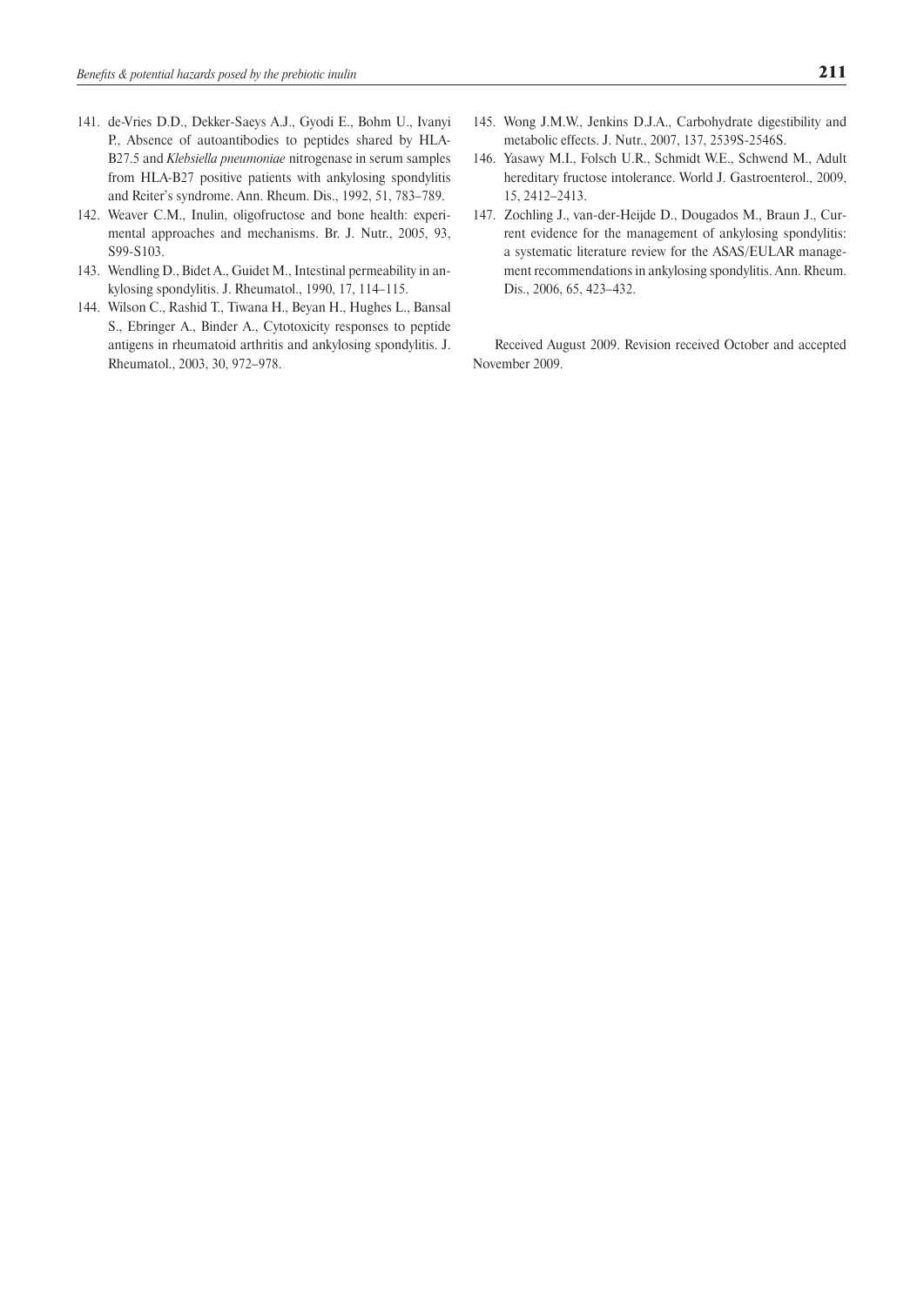141. de-Vries D.D., Dekker-Saeys A.J., Gyodi E., Bohm U., Ivanyi P., Absence of autoantibodies to peptides shared by HLA-B27.5 and *Klebsiella pneumoniae* nitrogenase in serum samples from HLA-B27 positive patients with ankylosing spondylitis and Reiter's syndrome. Ann. Rheum. Dis., 1992, 51, 783–789.
142. Weaver C.M., Inulin, oligofructose and bone health: experimental approaches and mechanisms. Br. J. Nutr., 2005, 93, S99-S103.
143. Wendling D., Bidet A., Guidet M., Intestinal permeability in ankylosing spondylitis. J. Rheumatol., 1990, 17, 114–115.
144. Wilson C., Rashid T., Tiwana H., Beyan H., Hughes L., Bansal S., Ebringer A., Binder A., Cytotoxicity responses to peptide antigens in rheumatoid arthritis and ankylosing spondylitis. J. Rheumatol., 2003, 30, 972–978.
145. Wong J.M.W., Jenkins D.J.A., Carbohydrate digestibility and metabolic effects. J. Nutr., 2007, 137, 2539S-2546S.
146. Yasawy M.I., Folsch U.R., Schmidt W.E., Schwend M., Adult hereditary fructose intolerance. World J. Gastroenterol., 2009, 15, 2412–2413.
147. Zochling J., van-der-Heijde D., Dougados M., Braun J., Current evidence for the management of ankylosing spondylitis: a systematic literature review for the ASAS/EULAR management recommendations in ankylosing spondylitis. Ann. Rheum. Dis., 2006, 65, 423–432.

Received August 2009. Revision received October and accepted November 2009.